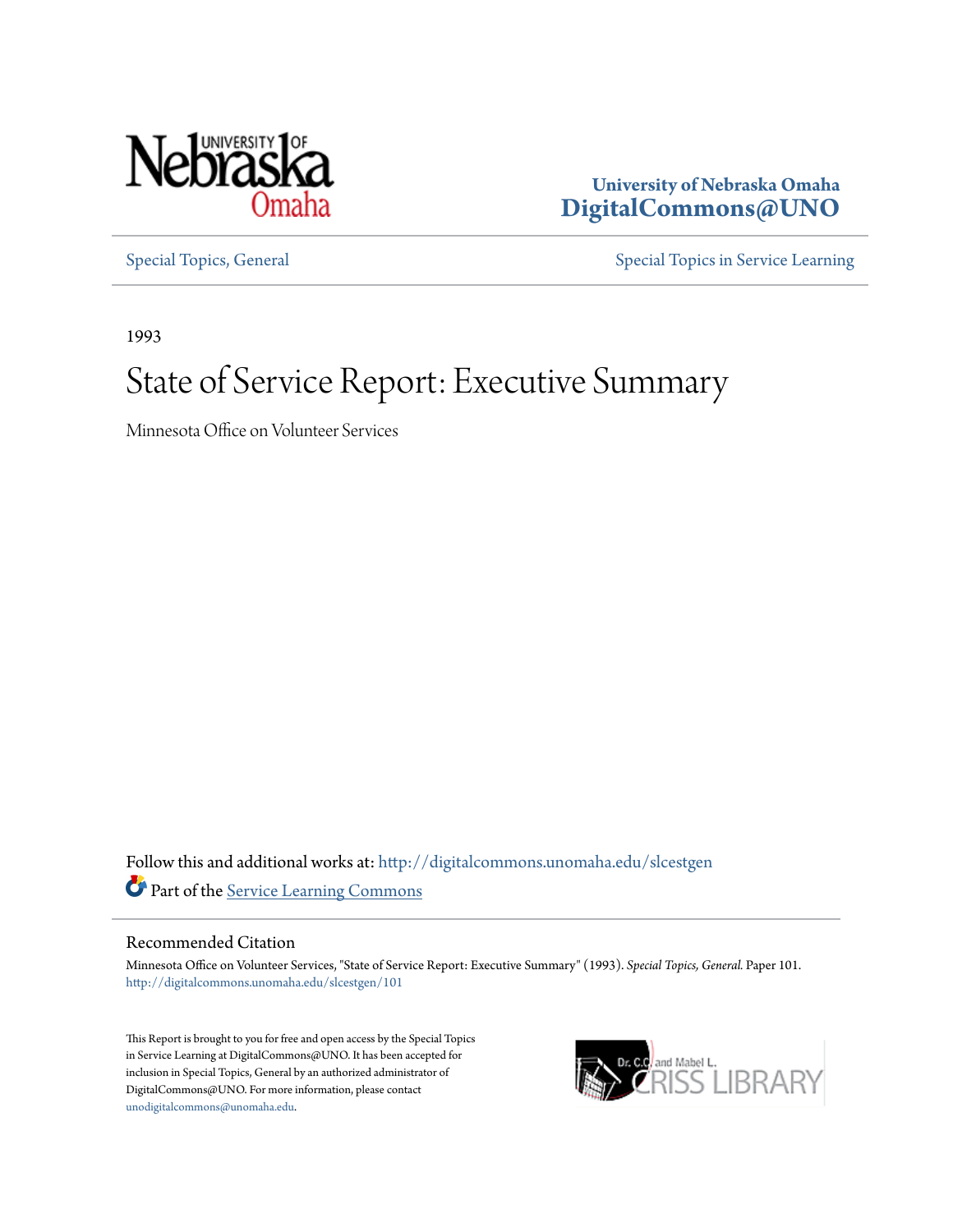University of Nebraska Omaha
**DigitalCommons@UNO**

Special Topics, General

Special Topics in Service Learning

1993

# State of Service Report: Executive Summary

Minnesota Office on Volunteer Services

Follow this and additional works at: http://digitalcommons.unomaha.edu/slcestgen

Part of the Service Learning Commons

## Recommended Citation

Minnesota Office on Volunteer Services, "State of Service Report: Executive Summary" (1993). *Special Topics, General.* Paper 101. http://digitalcommons.unomaha.edu/slcestgen/101

This Report is brought to you for free and open access by the Special Topics in Service Learning at DigitalCommons@UNO. It has been accepted for inclusion in Special Topics, General by an authorized administrator of DigitalCommons@UNO. For more information, please contact unodigitalcommons@unomaha.edu.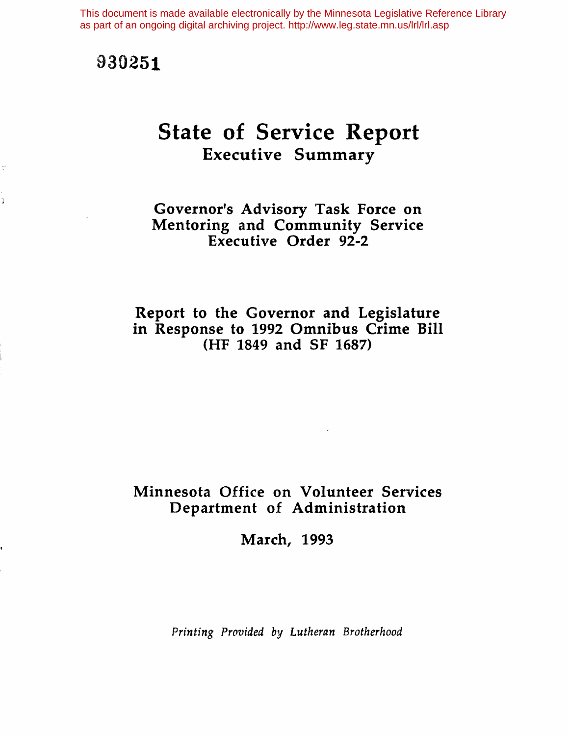This document is made available electronically by the Minnesota Legislative Reference Library as part of an ongoing digital archiving project. http://www.leg.state.mn.us/lrl/lrl.asp

930251

# State of Service Report

## Executive Summary

### Governor's Advisory Task Force on Mentoring and Community Service Executive Order 92-2

### Report to the Governor and Legislature in Response to 1992 Omnibus Crime Bill (HF 1849 and SF 1687)

Minnesota Office on Volunteer Services
Department of Administration

March, 1993

*Printing Provided by Lutheran Brotherhood*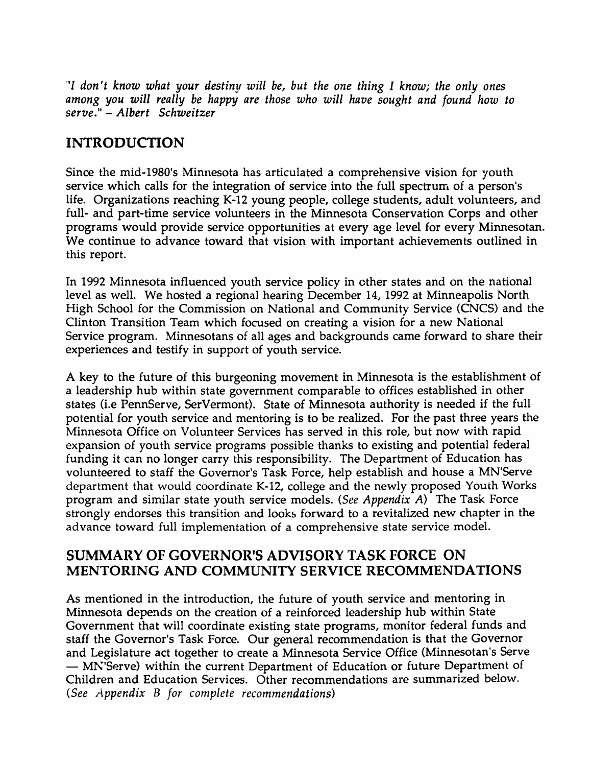*"I don't know what your destiny will be, but the one thing I know; the only ones among you will really be happy are those who will have sought and found how to serve." – Albert Schweitzer*

## INTRODUCTION

Since the mid-1980's Minnesota has articulated a comprehensive vision for youth service which calls for the integration of service into the full spectrum of a person's life. Organizations reaching K-12 young people, college students, adult volunteers, and full- and part-time service volunteers in the Minnesota Conservation Corps and other programs would provide service opportunities at every age level for every Minnesotan. We continue to advance toward that vision with important achievements outlined in this report.

In 1992 Minnesota influenced youth service policy in other states and on the national level as well. We hosted a regional hearing December 14, 1992 at Minneapolis North High School for the Commission on National and Community Service (CNCS) and the Clinton Transition Team which focused on creating a vision for a new National Service program. Minnesotans of all ages and backgrounds came forward to share their experiences and testify in support of youth service.

A key to the future of this burgeoning movement in Minnesota is the establishment of a leadership hub within state government comparable to offices established in other states (i.e PennServe, SerVermont). State of Minnesota authority is needed if the full potential for youth service and mentoring is to be realized. For the past three years the Minnesota Office on Volunteer Services has served in this role, but now with rapid expansion of youth service programs possible thanks to existing and potential federal funding it can no longer carry this responsibility. The Department of Education has volunteered to staff the Governor's Task Force, help establish and house a MN'Serve department that would coordinate K-12, college and the newly proposed Youth Works program and similar state youth service models. (*See Appendix A*) The Task Force strongly endorses this transition and looks forward to a revitalized new chapter in the advance toward full implementation of a comprehensive state service model.

## SUMMARY OF GOVERNOR'S ADVISORY TASK FORCE ON MENTORING AND COMMUNITY SERVICE RECOMMENDATIONS

As mentioned in the introduction, the future of youth service and mentoring in Minnesota depends on the creation of a reinforced leadership hub within State Government that will coordinate existing state programs, monitor federal funds and staff the Governor's Task Force. Our general recommendation is that the Governor and Legislature act together to create a Minnesota Service Office (Minnesotan's Serve — MN'Serve) within the current Department of Education or future Department of Children and Education Services. Other recommendations are summarized below. (*See Appendix B for complete recommendations*)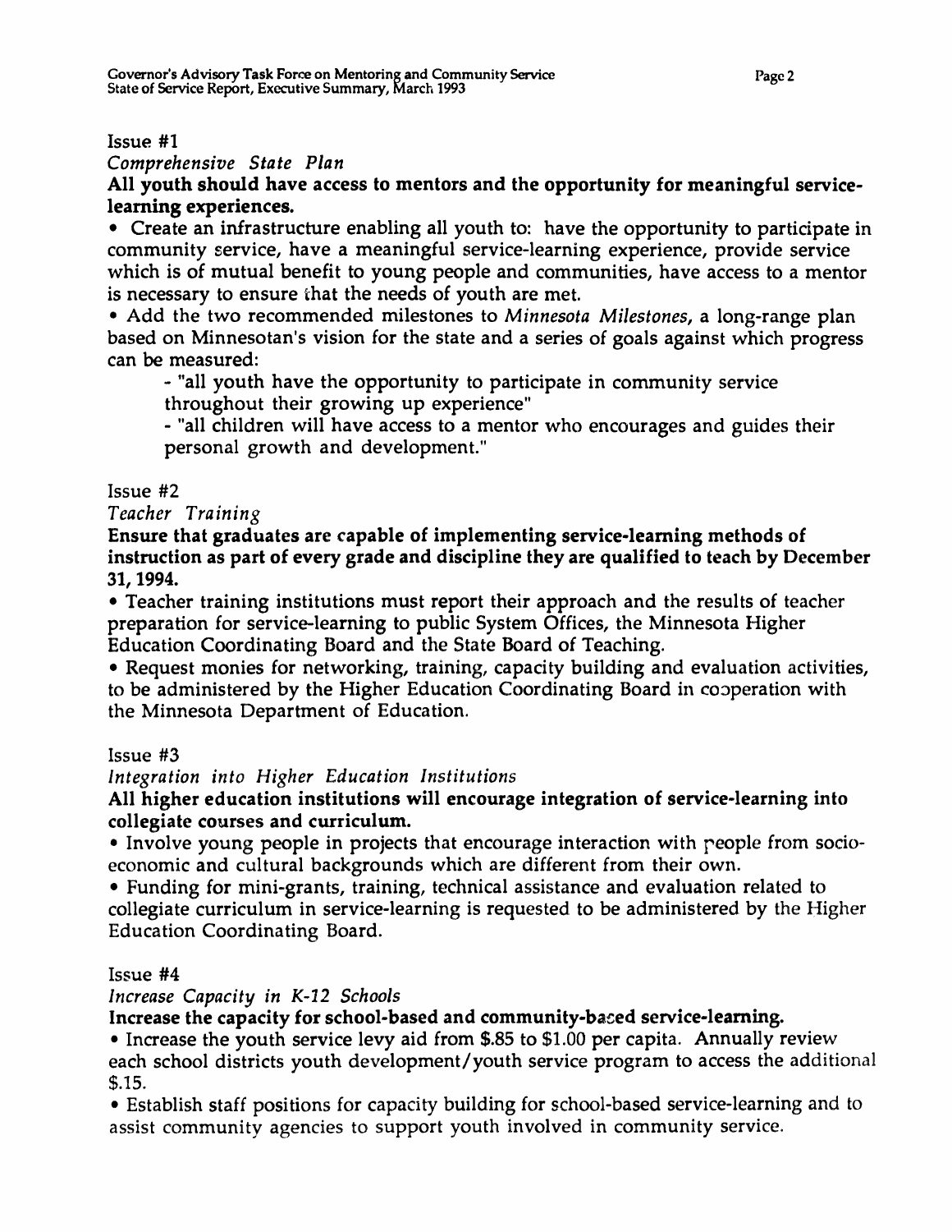Issue #1

*Comprehensive State Plan*

**All youth should have access to mentors and the opportunity for meaningful service-learning experiences.**

- Create an infrastructure enabling all youth to: have the opportunity to participate in community service, have a meaningful service-learning experience, provide service which is of mutual benefit to young people and communities, have access to a mentor is necessary to ensure that the needs of youth are met.
- Add the two recommended milestones to *Minnesota Milestones*, a long-range plan based on Minnesotan's vision for the state and a series of goals against which progress can be measured:
  - "all youth have the opportunity to participate in community service throughout their growing up experience"
  - "all children will have access to a mentor who encourages and guides their personal growth and development."

Issue #2

*Teacher Training*

**Ensure that graduates are capable of implementing service-learning methods of instruction as part of every grade and discipline they are qualified to teach by December 31, 1994.**

- Teacher training institutions must report their approach and the results of teacher preparation for service-learning to public System Offices, the Minnesota Higher Education Coordinating Board and the State Board of Teaching.
- Request monies for networking, training, capacity building and evaluation activities, to be administered by the Higher Education Coordinating Board in cooperation with the Minnesota Department of Education.

Issue #3

*Integration into Higher Education Institutions*

**All higher education institutions will encourage integration of service-learning into collegiate courses and curriculum.**

- Involve young people in projects that encourage interaction with people from socio-economic and cultural backgrounds which are different from their own.
- Funding for mini-grants, training, technical assistance and evaluation related to collegiate curriculum in service-learning is requested to be administered by the Higher Education Coordinating Board.

Issue #4

*Increase Capacity in K-12 Schools*

**Increase the capacity for school-based and community-based service-learning.**

- Increase the youth service levy aid from $.85 to $1.00 per capita. Annually review each school districts youth development/youth service program to access the additional $.15.
- Establish staff positions for capacity building for school-based service-learning and to assist community agencies to support youth involved in community service.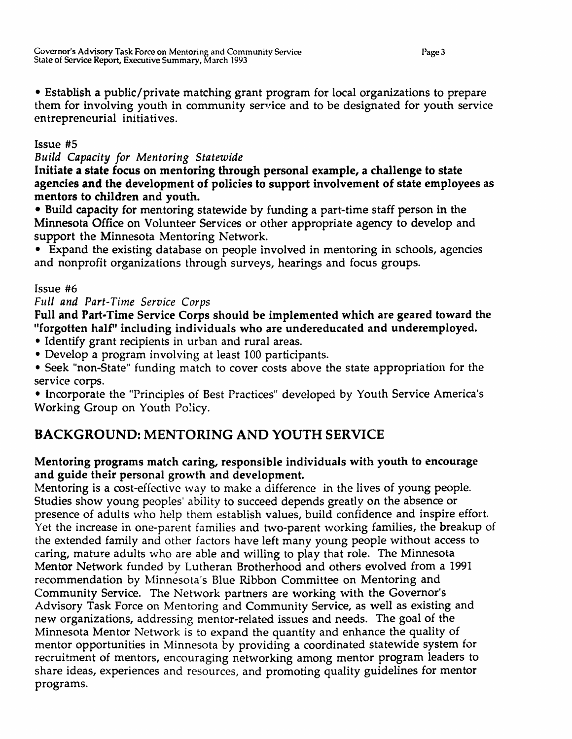- Establish a public/private matching grant program for local organizations to prepare them for involving youth in community service and to be designated for youth service entrepreneurial initiatives.

Issue #5

*Build Capacity for Mentoring Statewide*

**Initiate a state focus on mentoring through personal example, a challenge to state agencies and the development of policies to support involvement of state employees as mentors to children and youth.**

- Build capacity for mentoring statewide by funding a part-time staff person in the Minnesota Office on Volunteer Services or other appropriate agency to develop and support the Minnesota Mentoring Network.
- Expand the existing database on people involved in mentoring in schools, agencies and nonprofit organizations through surveys, hearings and focus groups.

Issue #6

*Full and Part-Time Service Corps*

**Full and Part-Time Service Corps should be implemented which are geared toward the "forgotten half" including individuals who are undereducated and underemployed.**

- Identify grant recipients in urban and rural areas.
- Develop a program involving at least 100 participants.
- Seek "non-State" funding match to cover costs above the state appropriation for the service corps.
- Incorporate the "Principles of Best Practices" developed by Youth Service America's Working Group on Youth Policy.

## BACKGROUND: MENTORING AND YOUTH SERVICE

**Mentoring programs match caring, responsible individuals with youth to encourage and guide their personal growth and development.**

Mentoring is a cost-effective way to make a difference in the lives of young people. Studies show young peoples' ability to succeed depends greatly on the absence or presence of adults who help them establish values, build confidence and inspire effort. Yet the increase in one-parent families and two-parent working families, the breakup of the extended family and other factors have left many young people without access to caring, mature adults who are able and willing to play that role. The Minnesota Mentor Network funded by Lutheran Brotherhood and others evolved from a 1991 recommendation by Minnesota's Blue Ribbon Committee on Mentoring and Community Service. The Network partners are working with the Governor's Advisory Task Force on Mentoring and Community Service, as well as existing and new organizations, addressing mentor-related issues and needs. The goal of the Minnesota Mentor Network is to expand the quantity and enhance the quality of mentor opportunities in Minnesota by providing a coordinated statewide system for recruitment of mentors, encouraging networking among mentor program leaders to share ideas, experiences and resources, and promoting quality guidelines for mentor programs.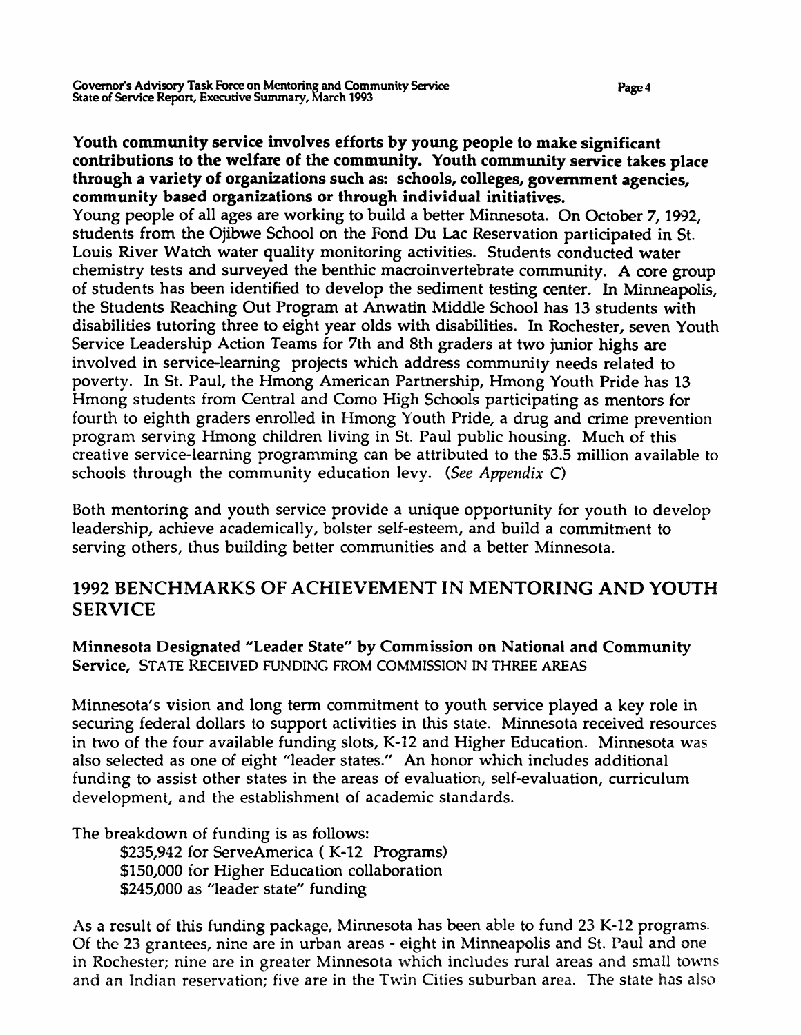**Youth community service involves efforts by young people to make significant contributions to the welfare of the community. Youth community service takes place through a variety of organizations such as: schools, colleges, government agencies, community based organizations or through individual initiatives.**
Young people of all ages are working to build a better Minnesota. On October 7, 1992, students from the Ojibwe School on the Fond Du Lac Reservation participated in St. Louis River Watch water quality monitoring activities. Students conducted water chemistry tests and surveyed the benthic macroinvertebrate community. A core group of students has been identified to develop the sediment testing center. In Minneapolis, the Students Reaching Out Program at Anwatin Middle School has 13 students with disabilities tutoring three to eight year olds with disabilities. In Rochester, seven Youth Service Leadership Action Teams for 7th and 8th graders at two junior highs are involved in service-learning projects which address community needs related to poverty. In St. Paul, the Hmong American Partnership, Hmong Youth Pride has 13 Hmong students from Central and Como High Schools participating as mentors for fourth to eighth graders enrolled in Hmong Youth Pride, a drug and crime prevention program serving Hmong children living in St. Paul public housing. Much of this creative service-learning programming can be attributed to the $3.5 million available to schools through the community education levy. *(See Appendix C)*

Both mentoring and youth service provide a unique opportunity for youth to develop leadership, achieve academically, bolster self-esteem, and build a commitment to serving others, thus building better communities and a better Minnesota.

## 1992 BENCHMARKS OF ACHIEVEMENT IN MENTORING AND YOUTH SERVICE

**Minnesota Designated "Leader State" by Commission on National and Community Service,** STATE RECEIVED FUNDING FROM COMMISSION IN THREE AREAS

Minnesota's vision and long term commitment to youth service played a key role in securing federal dollars to support activities in this state. Minnesota received resources in two of the four available funding slots, K-12 and Higher Education. Minnesota was also selected as one of eight "leader states." An honor which includes additional funding to assist other states in the areas of evaluation, self-evaluation, curriculum development, and the establishment of academic standards.

The breakdown of funding is as follows:

- $235,942 for ServeAmerica ( K-12 Programs)
- $150,000 for Higher Education collaboration
- $245,000 as "leader state" funding

As a result of this funding package, Minnesota has been able to fund 23 K-12 programs. Of the 23 grantees, nine are in urban areas - eight in Minneapolis and St. Paul and one in Rochester; nine are in greater Minnesota which includes rural areas and small towns and an Indian reservation; five are in the Twin Cities suburban area. The state has also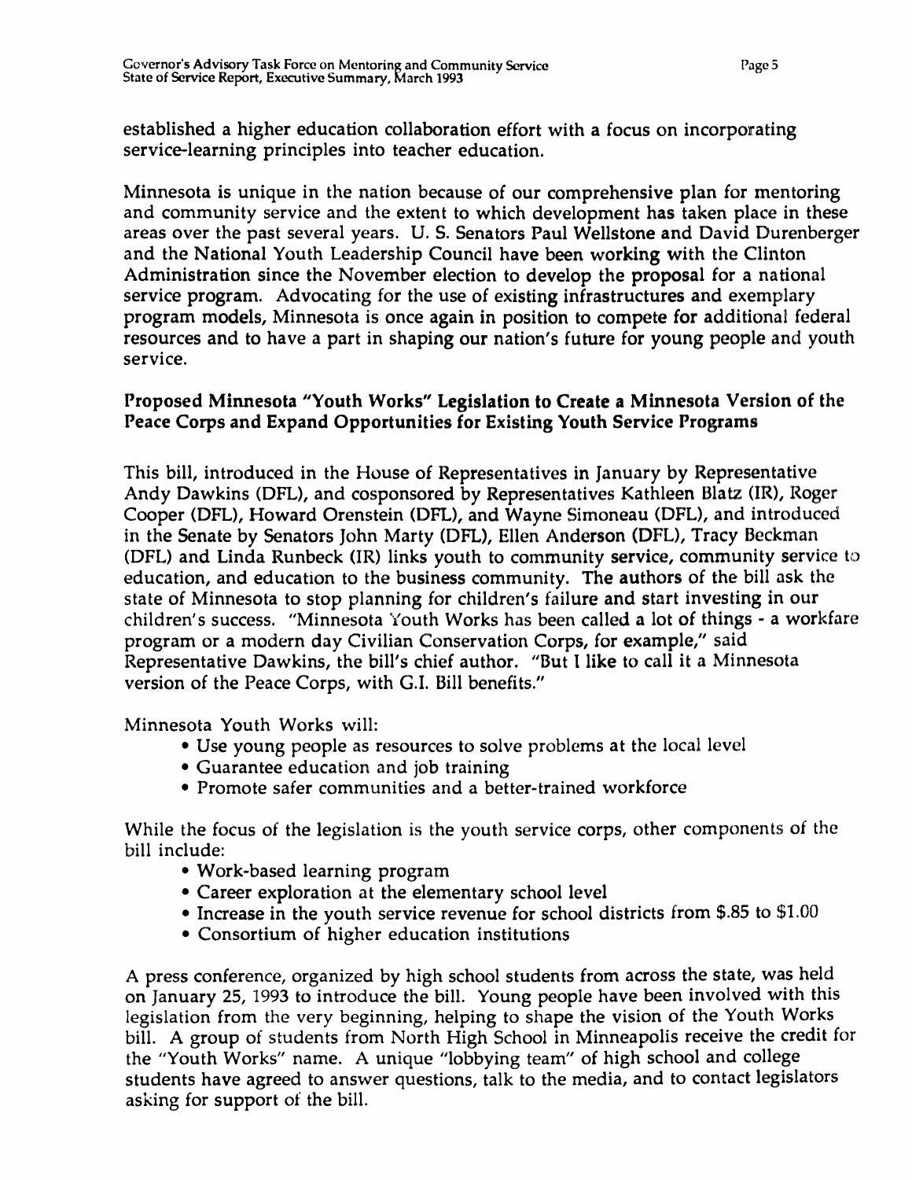established a higher education collaboration effort with a focus on incorporating service-learning principles into teacher education.

Minnesota is unique in the nation because of our comprehensive plan for mentoring and community service and the extent to which development has taken place in these areas over the past several years. U. S. Senators Paul Wellstone and David Durenberger and the National Youth Leadership Council have been working with the Clinton Administration since the November election to develop the proposal for a national service program. Advocating for the use of existing infrastructures and exemplary program models, Minnesota is once again in position to compete for additional federal resources and to have a part in shaping our nation's future for young people and youth service.

**Proposed Minnesota "Youth Works" Legislation to Create a Minnesota Version of the Peace Corps and Expand Opportunities for Existing Youth Service Programs**

This bill, introduced in the House of Representatives in January by Representative Andy Dawkins (DFL), and cosponsored by Representatives Kathleen Blatz (IR), Roger Cooper (DFL), Howard Orenstein (DFL), and Wayne Simoneau (DFL), and introduced in the Senate by Senators John Marty (DFL), Ellen Anderson (DFL), Tracy Beckman (DFL) and Linda Runbeck (IR) links youth to community service, community service to education, and education to the business community. The authors of the bill ask the state of Minnesota to stop planning for children's failure and start investing in our children's success. "Minnesota Youth Works has been called a lot of things - a workfare program or a modern day Civilian Conservation Corps, for example," said Representative Dawkins, the bill's chief author. "But I like to call it a Minnesota version of the Peace Corps, with G.I. Bill benefits."

Minnesota Youth Works will:

- Use young people as resources to solve problems at the local level
- Guarantee education and job training
- Promote safer communities and a better-trained workforce

While the focus of the legislation is the youth service corps, other components of the bill include:

- Work-based learning program
- Career exploration at the elementary school level
- Increase in the youth service revenue for school districts from $.85 to $1.00
- Consortium of higher education institutions

A press conference, organized by high school students from across the state, was held on January 25, 1993 to introduce the bill. Young people have been involved with this legislation from the very beginning, helping to shape the vision of the Youth Works bill. A group of students from North High School in Minneapolis receive the credit for the "Youth Works" name. A unique "lobbying team" of high school and college students have agreed to answer questions, talk to the media, and to contact legislators asking for support of the bill.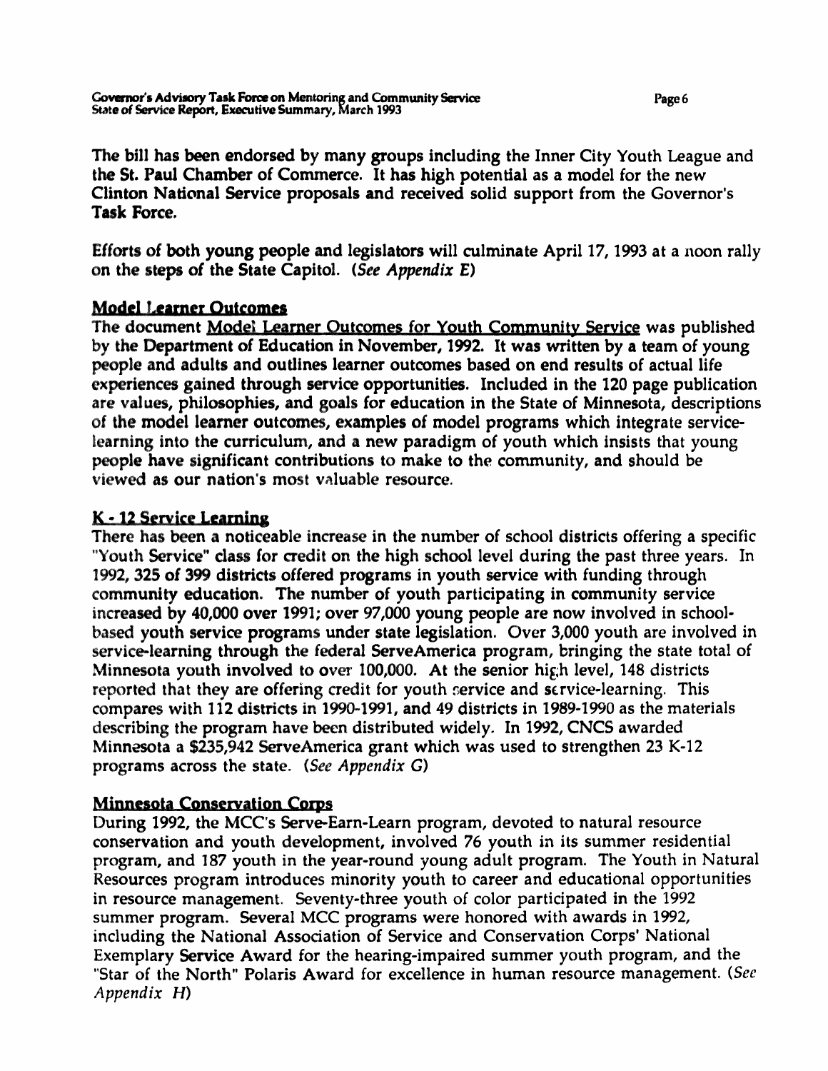The bill has been endorsed by many groups including the Inner City Youth League and the St. Paul Chamber of Commerce. It has high potential as a model for the new Clinton National Service proposals and received solid support from the Governor's Task Force.

Efforts of both young people and legislators will culminate April 17, 1993 at a noon rally on the steps of the State Capitol. (*See Appendix E*)

## Model Learner Outcomes

The document Model Learner Outcomes for Youth Community Service was published by the Department of Education in November, 1992. It was written by a team of young people and adults and outlines learner outcomes based on end results of actual life experiences gained through service opportunities. Included in the 120 page publication are values, philosophies, and goals for education in the State of Minnesota, descriptions of the model learner outcomes, examples of model programs which integrate service-learning into the curriculum, and a new paradigm of youth which insists that young people have significant contributions to make to the community, and should be viewed as our nation's most valuable resource.

## K - 12 Service Learning

There has been a noticeable increase in the number of school districts offering a specific "Youth Service" class for credit on the high school level during the past three years. In 1992, 325 of 399 districts offered programs in youth service with funding through community education. The number of youth participating in community service increased by 40,000 over 1991; over 97,000 young people are now involved in school-based youth service programs under state legislation. Over 3,000 youth are involved in service-learning through the federal ServeAmerica program, bringing the state total of Minnesota youth involved to over 100,000. At the senior high level, 148 districts reported that they are offering credit for youth service and service-learning. This compares with 112 districts in 1990-1991, and 49 districts in 1989-1990 as the materials describing the program have been distributed widely. In 1992, CNCS awarded Minnesota a $235,942 ServeAmerica grant which was used to strengthen 23 K-12 programs across the state. (*See Appendix G*)

## Minnesota Conservation Corps

During 1992, the MCC's Serve-Earn-Learn program, devoted to natural resource conservation and youth development, involved 76 youth in its summer residential program, and 187 youth in the year-round young adult program. The Youth in Natural Resources program introduces minority youth to career and educational opportunities in resource management. Seventy-three youth of color participated in the 1992 summer program. Several MCC programs were honored with awards in 1992, including the National Association of Service and Conservation Corps' National Exemplary Service Award for the hearing-impaired summer youth program, and the "Star of the North" Polaris Award for excellence in human resource management. (*See Appendix H*)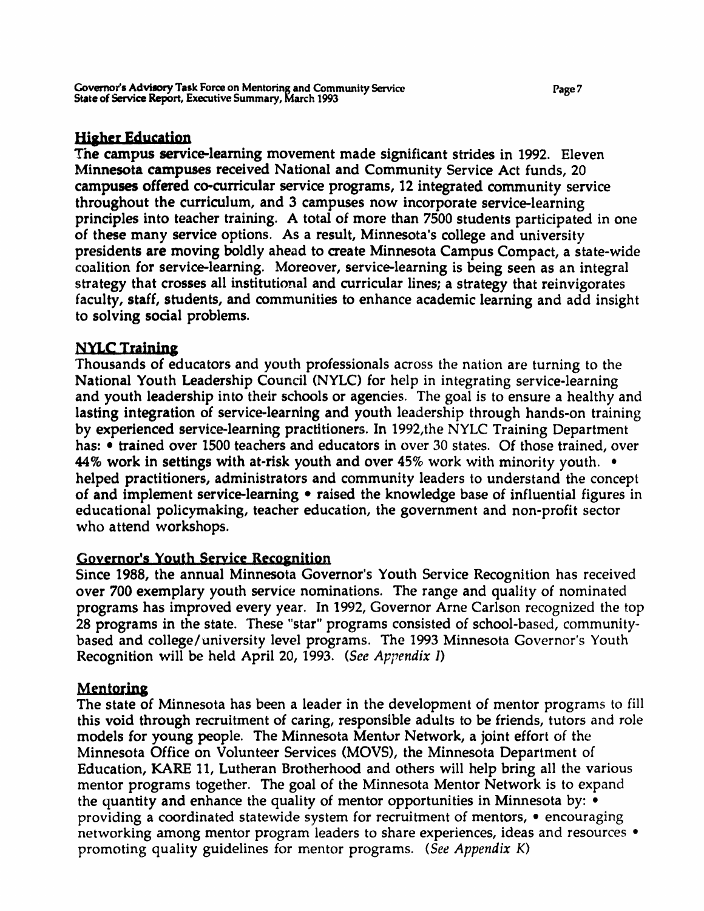## Higher Education

The campus service-learning movement made significant strides in 1992. Eleven Minnesota campuses received National and Community Service Act funds, 20 campuses offered co-curricular service programs, 12 integrated community service throughout the curriculum, and 3 campuses now incorporate service-learning principles into teacher training. A total of more than 7500 students participated in one of these many service options. As a result, Minnesota's college and university presidents are moving boldly ahead to create Minnesota Campus Compact, a state-wide coalition for service-learning. Moreover, service-learning is being seen as an integral strategy that crosses all institutional and curricular lines; a strategy that reinvigorates faculty, staff, students, and communities to enhance academic learning and add insight to solving social problems.

## NYLC Training

Thousands of educators and youth professionals across the nation are turning to the National Youth Leadership Council (NYLC) for help in integrating service-learning and youth leadership into their schools or agencies. The goal is to ensure a healthy and lasting integration of service-learning and youth leadership through hands-on training by experienced service-learning practitioners. In 1992,the NYLC Training Department has: • trained over 1500 teachers and educators in over 30 states. Of those trained, over 44% work in settings with at-risk youth and over 45% work with minority youth. • helped practitioners, administrators and community leaders to understand the concept of and implement service-learning • raised the knowledge base of influential figures in educational policymaking, teacher education, the government and non-profit sector who attend workshops.

## Governor's Youth Service Recognition

Since 1988, the annual Minnesota Governor's Youth Service Recognition has received over 700 exemplary youth service nominations. The range and quality of nominated programs has improved every year. In 1992, Governor Arne Carlson recognized the top 28 programs in the state. These "star" programs consisted of school-based, community-based and college/university level programs. The 1993 Minnesota Governor's Youth Recognition will be held April 20, 1993. *(See Appendix I)*

## Mentoring

The state of Minnesota has been a leader in the development of mentor programs to fill this void through recruitment of caring, responsible adults to be friends, tutors and role models for young people. The Minnesota Mentor Network, a joint effort of the Minnesota Office on Volunteer Services (MOVS), the Minnesota Department of Education, KARE 11, Lutheran Brotherhood and others will help bring all the various mentor programs together. The goal of the Minnesota Mentor Network is to expand the quantity and enhance the quality of mentor opportunities in Minnesota by: • providing a coordinated statewide system for recruitment of mentors, • encouraging networking among mentor program leaders to share experiences, ideas and resources • promoting quality guidelines for mentor programs. *(See Appendix K)*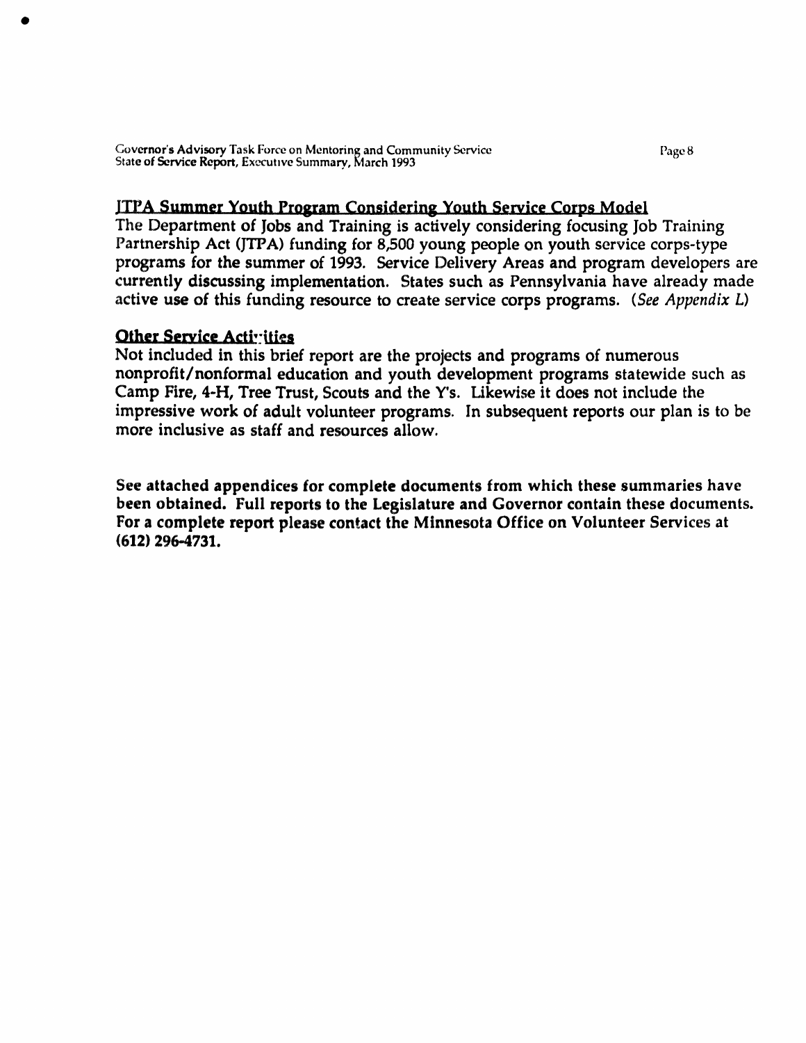## JTPA Summer Youth Program Considering Youth Service Corps Model

The Department of Jobs and Training is actively considering focusing Job Training Partnership Act (JTPA) funding for 8,500 young people on youth service corps-type programs for the summer of 1993. Service Delivery Areas and program developers are currently discussing implementation. States such as Pennsylvania have already made active use of this funding resource to create service corps programs. (*See Appendix L*)

## Other Service Activities

Not included in this brief report are the projects and programs of numerous nonprofit/nonformal education and youth development programs statewide such as Camp Fire, 4-H, Tree Trust, Scouts and the Y's. Likewise it does not include the impressive work of adult volunteer programs. In subsequent reports our plan is to be more inclusive as staff and resources allow.

**See attached appendices for complete documents from which these summaries have been obtained. Full reports to the Legislature and Governor contain these documents. For a complete report please contact the Minnesota Office on Volunteer Services at (612) 296-4731.**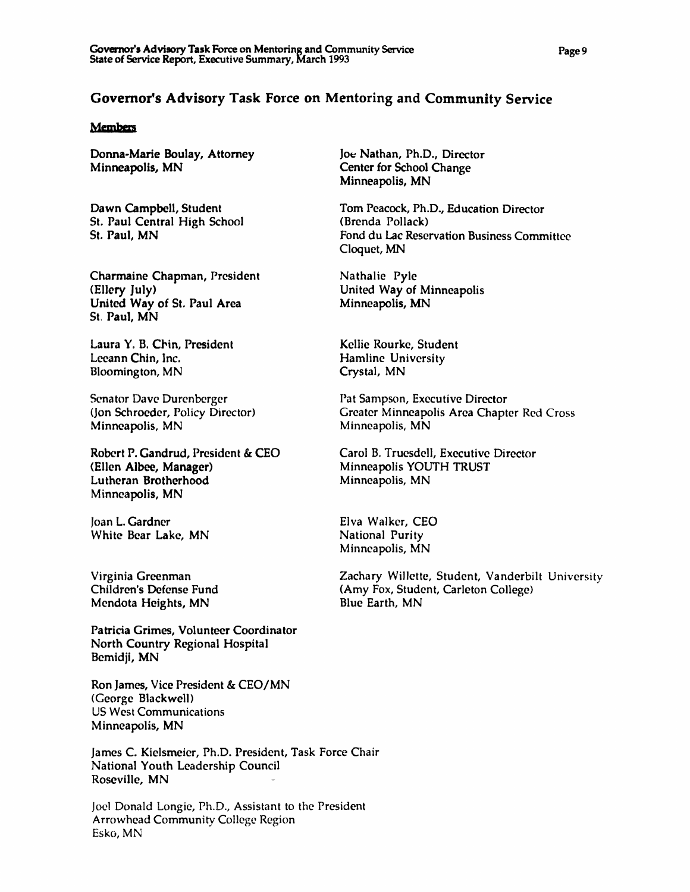## Governor's Advisory Task Force on Mentoring and Community Service

**Members**

Donna-Marie Boulay, Attorney
Minneapolis, MN

Dawn Campbell, Student
St. Paul Central High School
St. Paul, MN

Charmaine Chapman, President
(Ellery July)
United Way of St. Paul Area
St. Paul, MN

Laura Y. B. Chin, President
Leeann Chin, Inc.
Bloomington, MN

Senator Dave Durenberger
(Jon Schroeder, Policy Director)
Minneapolis, MN

Robert P. Gandrud, President & CEO
(Ellen Albee, Manager)
Lutheran Brotherhood
Minneapolis, MN

Joan L. Gardner
White Bear Lake, MN

Virginia Greenman
Children's Defense Fund
Mendota Heights, MN

Patricia Grimes, Volunteer Coordinator
North Country Regional Hospital
Bemidji, MN

Ron James, Vice President & CEO/MN
(George Blackwell)
US West Communications
Minneapolis, MN

James C. Kielsmeier, Ph.D. President, Task Force Chair
National Youth Leadership Council
Roseville, MN

Joel Donald Longie, Ph.D., Assistant to the President
Arrowhead Community College Region
Esko, MN

Joe Nathan, Ph.D., Director
Center for School Change
Minneapolis, MN

Tom Peacock, Ph.D., Education Director
(Brenda Pollack)
Fond du Lac Reservation Business Committee
Cloquet, MN

Nathalie Pyle
United Way of Minneapolis
Minneapolis, MN

Kellie Rourke, Student
Hamline University
Crystal, MN

Pat Sampson, Executive Director
Greater Minneapolis Area Chapter Red Cross
Minneapolis, MN

Carol B. Truesdell, Executive Director
Minneapolis YOUTH TRUST
Minneapolis, MN

Elva Walker, CEO
National Purity
Minneapolis, MN

Zachary Willette, Student, Vanderbilt University
(Amy Fox, Student, Carleton College)
Blue Earth, MN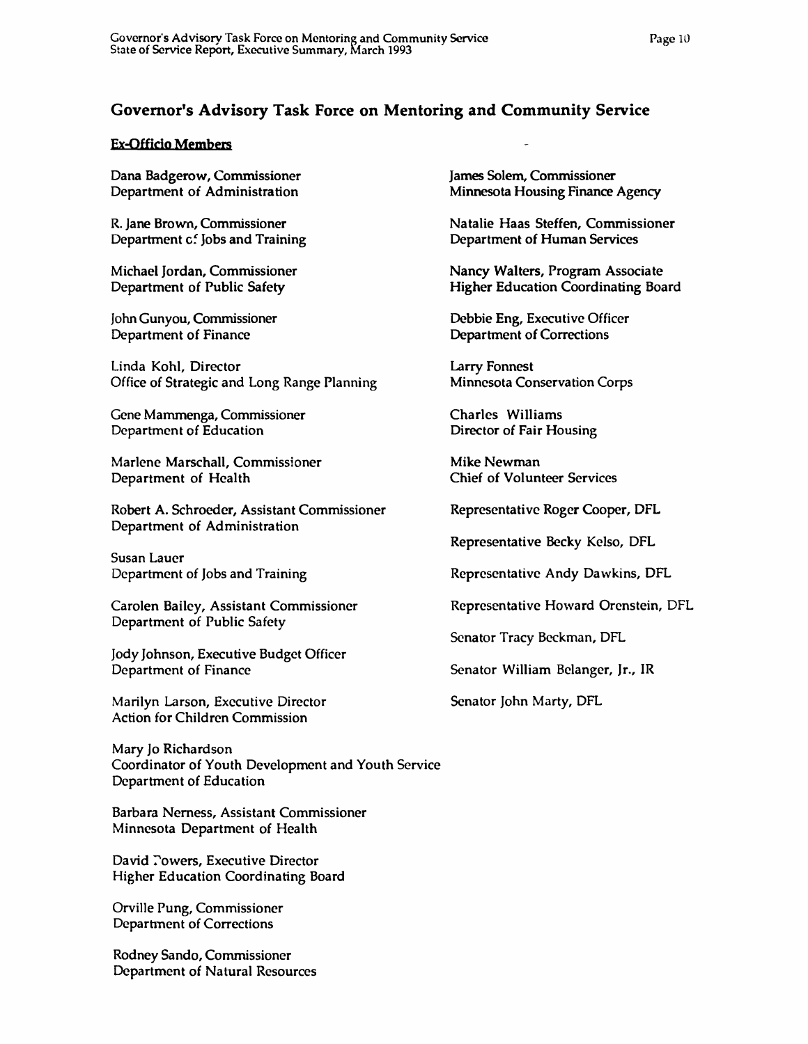## Governor's Advisory Task Force on Mentoring and Community Service

### Ex-Officio Members

Dana Badgerow, Commissioner
Department of Administration

R. Jane Brown, Commissioner
Department of Jobs and Training

Michael Jordan, Commissioner
Department of Public Safety

John Gunyou, Commissioner
Department of Finance

Linda Kohl, Director
Office of Strategic and Long Range Planning

Gene Mammenga, Commissioner
Department of Education

Marlene Marschall, Commissioner
Department of Health

Robert A. Schroeder, Assistant Commissioner
Department of Administration

Susan Lauer
Department of Jobs and Training

Carolen Bailey, Assistant Commissioner
Department of Public Safety

Jody Johnson, Executive Budget Officer
Department of Finance

Marilyn Larson, Executive Director
Action for Children Commission

Mary Jo Richardson
Coordinator of Youth Development and Youth Service
Department of Education

Barbara Nerness, Assistant Commissioner
Minnesota Department of Health

David Powers, Executive Director
Higher Education Coordinating Board

Orville Pung, Commissioner
Department of Corrections

Rodney Sando, Commissioner
Department of Natural Resources

James Solem, Commissioner
Minnesota Housing Finance Agency

Natalie Haas Steffen, Commissioner
Department of Human Services

Nancy Walters, Program Associate
Higher Education Coordinating Board

Debbie Eng, Executive Officer
Department of Corrections

Larry Fonnest
Minnesota Conservation Corps

Charles Williams
Director of Fair Housing

Mike Newman
Chief of Volunteer Services

Representative Roger Cooper, DFL

Representative Becky Kelso, DFL

Representative Andy Dawkins, DFL

Representative Howard Orenstein, DFL

Senator Tracy Beckman, DFL

Senator William Belanger, Jr., IR

Senator John Marty, DFL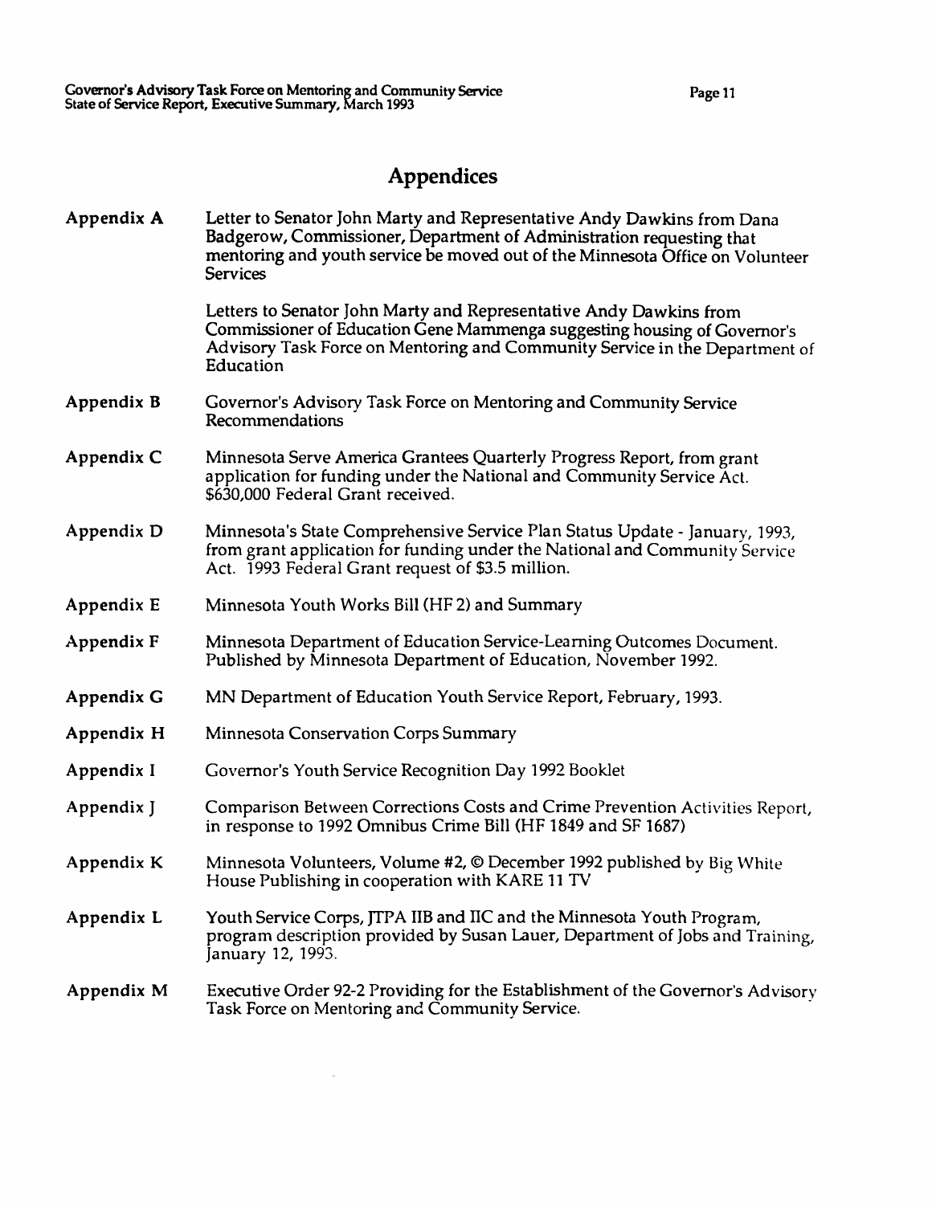# Appendices

**Appendix A** Letter to Senator John Marty and Representative Andy Dawkins from Dana Badgerow, Commissioner, Department of Administration requesting that mentoring and youth service be moved out of the Minnesota Office on Volunteer Services

Letters to Senator John Marty and Representative Andy Dawkins from Commissioner of Education Gene Mammenga suggesting housing of Governor's Advisory Task Force on Mentoring and Community Service in the Department of Education

**Appendix B** Governor's Advisory Task Force on Mentoring and Community Service Recommendations

**Appendix C** Minnesota Serve America Grantees Quarterly Progress Report, from grant application for funding under the National and Community Service Act. $630,000 Federal Grant received.

**Appendix D** Minnesota's State Comprehensive Service Plan Status Update - January, 1993, from grant application for funding under the National and Community Service Act. 1993 Federal Grant request of $3.5 million.

**Appendix E** Minnesota Youth Works Bill (HF 2) and Summary

**Appendix F** Minnesota Department of Education Service-Learning Outcomes Document. Published by Minnesota Department of Education, November 1992.

**Appendix G** MN Department of Education Youth Service Report, February, 1993.

**Appendix H** Minnesota Conservation Corps Summary

**Appendix I** Governor's Youth Service Recognition Day 1992 Booklet

**Appendix J** Comparison Between Corrections Costs and Crime Prevention Activities Report, in response to 1992 Omnibus Crime Bill (HF 1849 and SF 1687)

**Appendix K** Minnesota Volunteers, Volume #2, © December 1992 published by Big White House Publishing in cooperation with KARE 11 TV

**Appendix L** Youth Service Corps, JTPA IIB and IIC and the Minnesota Youth Program, program description provided by Susan Lauer, Department of Jobs and Training, January 12, 1993.

**Appendix M** Executive Order 92-2 Providing for the Establishment of the Governor's Advisory Task Force on Mentoring and Community Service.